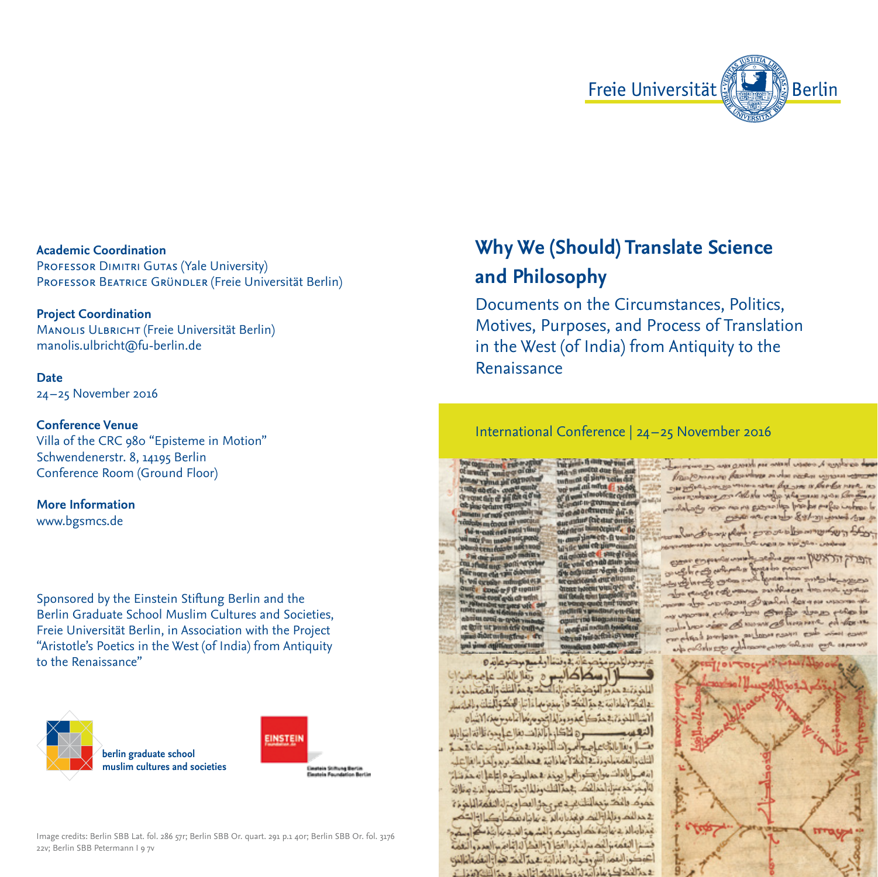Freie Universität Berlin

# Why We (Should) Translate Science and Philosophy

Documents on the Circumstances, Politics, Motives, Purposes, and Process of Translation in the West (of India) from Antiquity to the Renaissance

International Conference | 24–25 November 2016

**Academic Coordination**
Professor Dimitri Gutas (Yale University)
Professor Beatrice Gründler (Freie Universität Berlin)

**Project Coordination**
Manolis Ulbricht (Freie Universität Berlin)
manolis.ulbricht@fu-berlin.de

**Date**
24–25 November 2016

**Conference Venue**
Villa of the CRC 980 "Episteme in Motion"
Schwendenerstr. 8, 14195 Berlin
Conference Room (Ground Floor)

**More Information**
www.bgsmcs.de

Sponsored by the Einstein Stiftung Berlin and the Berlin Graduate School Muslim Cultures and Societies, Freie Universität Berlin, in Association with the Project "Aristotle's Poetics in the West (of India) from Antiquity to the Renaissance"

berlin graduate school muslim cultures and societies

EINSTEIN Foundation.de

Einstein Stiftung Berlin
Einstein Foundation Berlin

Image credits: Berlin SBB Lat. fol. 286 57r; Berlin SBB Or. quart. 291 p.1 40r; Berlin SBB Or. fol. 3176 22v; Berlin SBB Petermann I 9 7v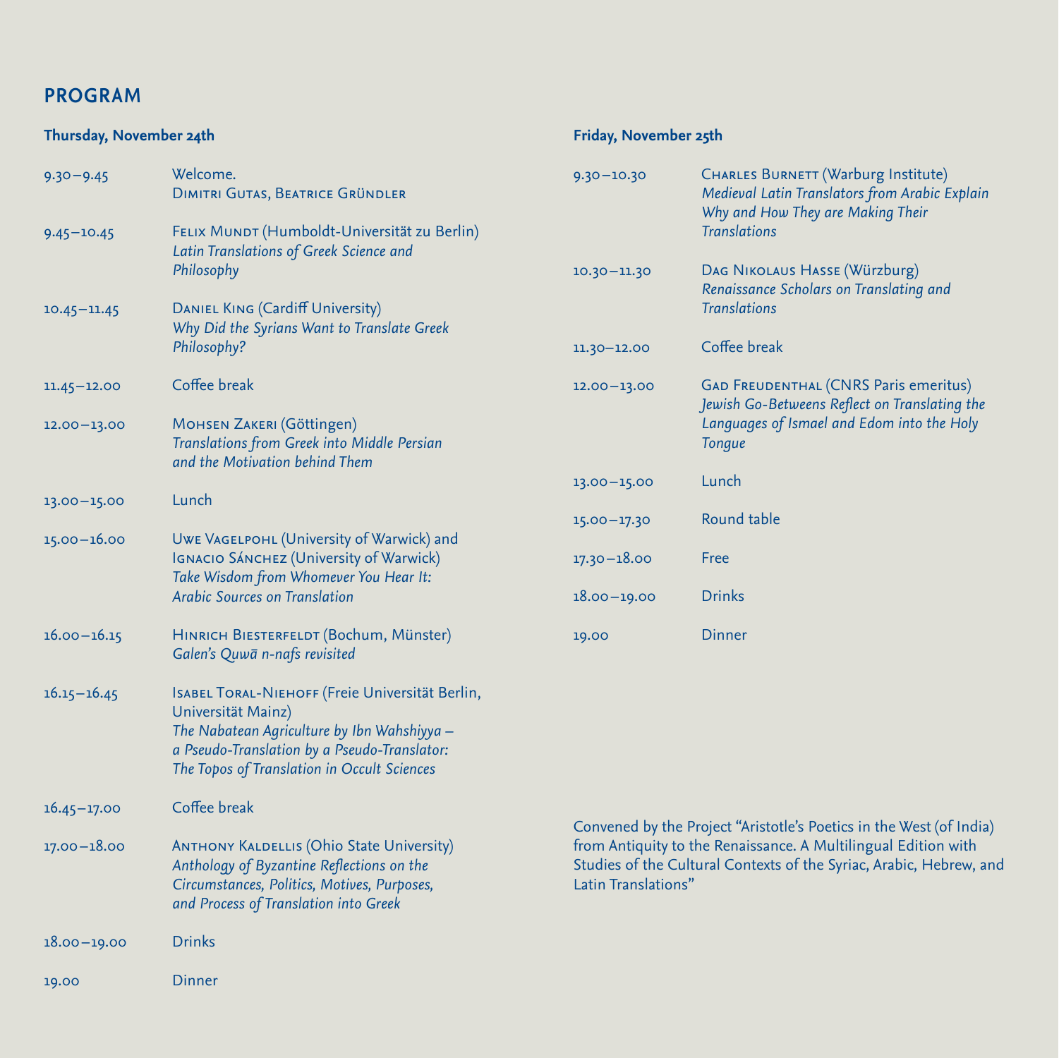## PROGRAM

### Thursday, November 24th

| | |
|---|---|
| 9.30–9.45 | Welcome.<br>Dimitri Gutas, Beatrice Gründler |
| 9.45–10.45 | Felix Mundt (Humboldt-Universität zu Berlin)<br>*Latin Translations of Greek Science and Philosophy* |
| 10.45–11.45 | Daniel King (Cardiff University)<br>*Why Did the Syrians Want to Translate Greek Philosophy?* |
| 11.45–12.00 | Coffee break |
| 12.00–13.00 | Mohsen Zakeri (Göttingen)<br>*Translations from Greek into Middle Persian and the Motivation behind Them* |
| 13.00–15.00 | Lunch |
| 15.00–16.00 | Uwe Vagelpohl (University of Warwick) and Ignacio Sánchez (University of Warwick)<br>*Take Wisdom from Whomever You Hear It: Arabic Sources on Translation* |
| 16.00–16.15 | Hinrich Biesterfeldt (Bochum, Münster)<br>*Galen's Quwā n-nafs revisited* |
| 16.15–16.45 | Isabel Toral-Niehoff (Freie Universität Berlin, Universität Mainz)<br>*The Nabatean Agriculture by Ibn Wahshiyya – a Pseudo-Translation by a Pseudo-Translator: The Topos of Translation in Occult Sciences* |
| 16.45–17.00 | Coffee break |
| 17.00–18.00 | Anthony Kaldellis (Ohio State University)<br>*Anthology of Byzantine Reflections on the Circumstances, Politics, Motives, Purposes, and Process of Translation into Greek* |
| 18.00–19.00 | Drinks |
| 19.00 | Dinner |

### Friday, November 25th

| | |
|---|---|
| 9.30–10.30 | Charles Burnett (Warburg Institute)<br>*Medieval Latin Translators from Arabic Explain Why and How They are Making Their Translations* |
| 10.30–11.30 | Dag Nikolaus Hasse (Würzburg)<br>*Renaissance Scholars on Translating and Translations* |
| 11.30–12.00 | Coffee break |
| 12.00–13.00 | Gad Freudenthal (CNRS Paris emeritus)<br>*Jewish Go-Betweens Reflect on Translating the Languages of Ismael and Edom into the Holy Tongue* |
| 13.00–15.00 | Lunch |
| 15.00–17.30 | Round table |
| 17.30–18.00 | Free |
| 18.00–19.00 | Drinks |
| 19.00 | Dinner |

Convened by the Project "Aristotle's Poetics in the West (of India) from Antiquity to the Renaissance. A Multilingual Edition with Studies of the Cultural Contexts of the Syriac, Arabic, Hebrew, and Latin Translations"